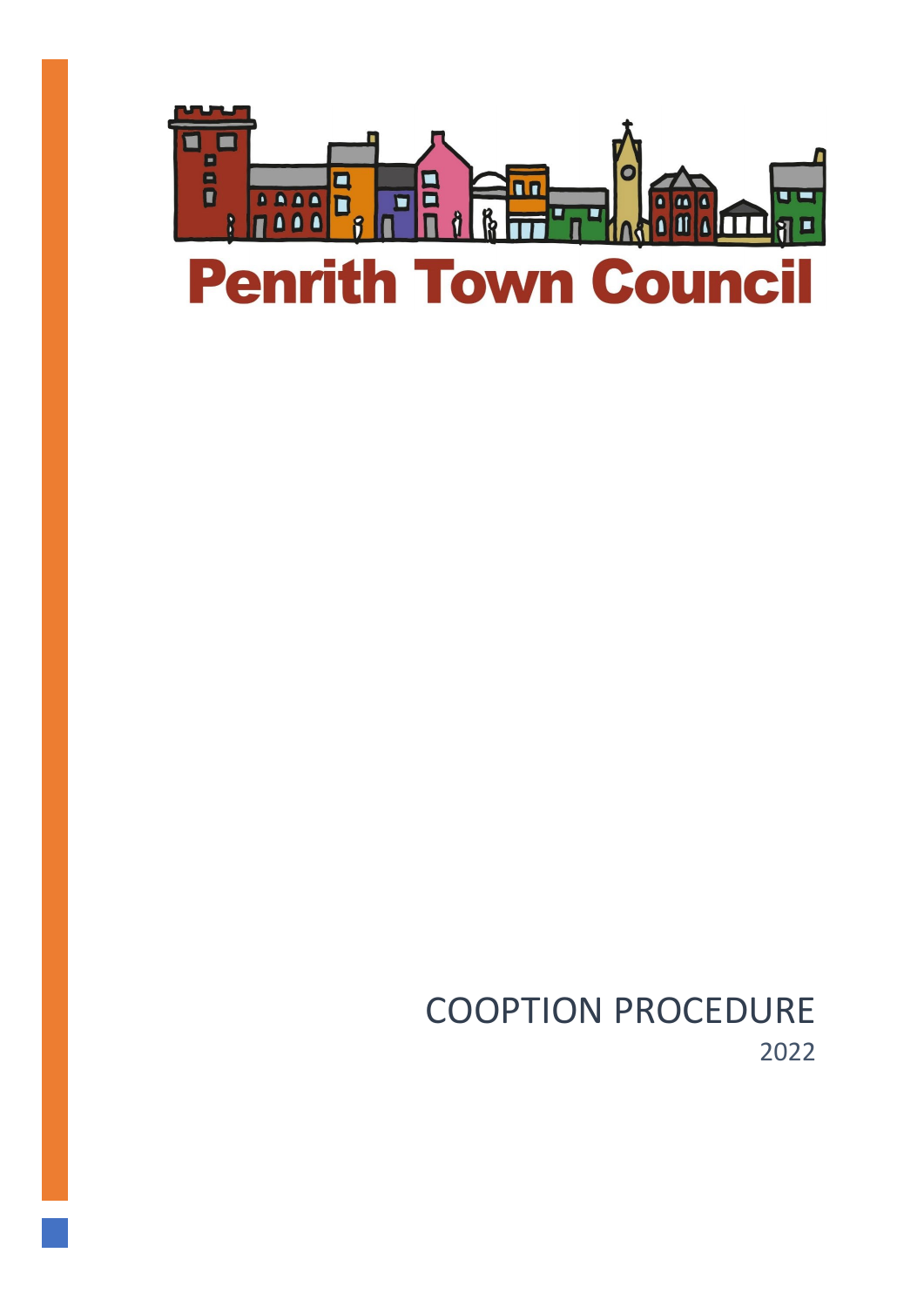# Penrith Town Council

# COOPTION PROCEDURE

2022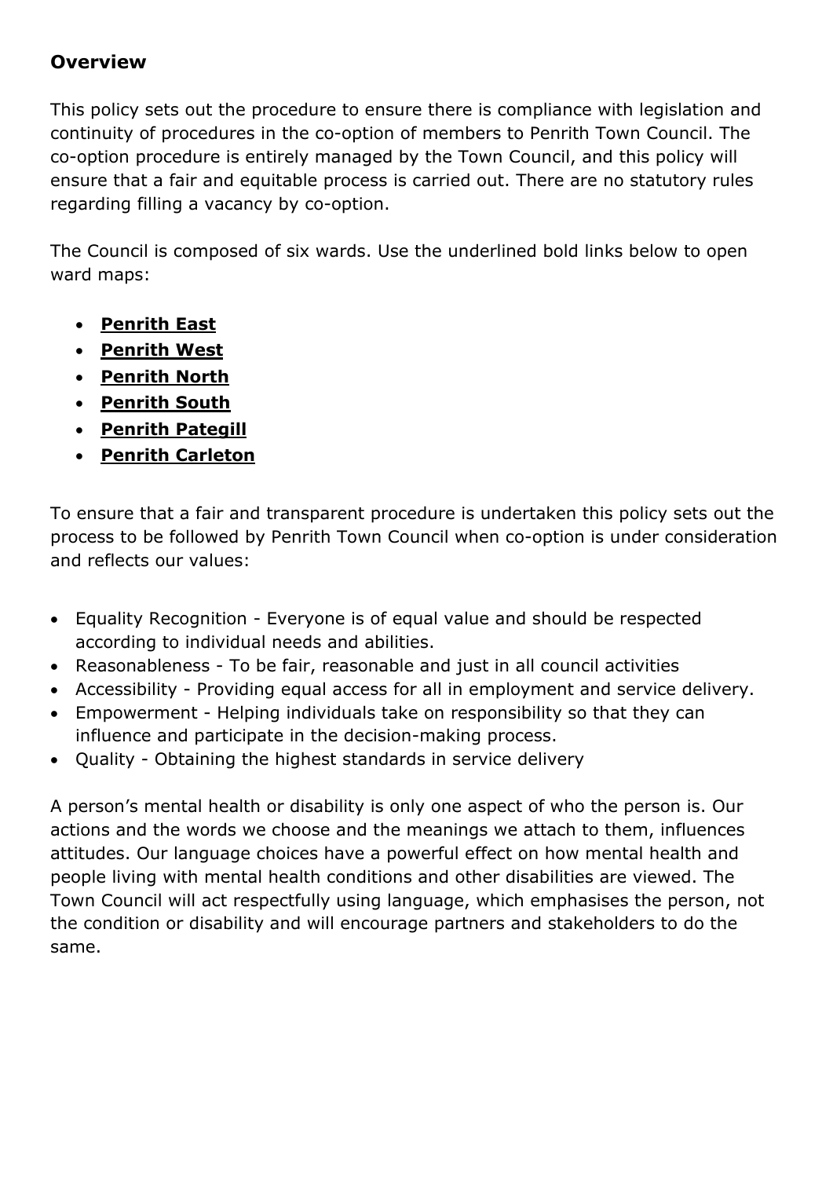## Overview

This policy sets out the procedure to ensure there is compliance with legislation and continuity of procedures in the co-option of members to Penrith Town Council. The co-option procedure is entirely managed by the Town Council, and this policy will ensure that a fair and equitable process is carried out. There are no statutory rules regarding filling a vacancy by co-option.

The Council is composed of six wards. Use the underlined bold links below to open ward maps:

- **Penrith East**
- **Penrith West**
- **Penrith North**
- **Penrith South**
- **Penrith Pategill**
- **Penrith Carleton**

To ensure that a fair and transparent procedure is undertaken this policy sets out the process to be followed by Penrith Town Council when co-option is under consideration and reflects our values:

- Equality Recognition - Everyone is of equal value and should be respected according to individual needs and abilities.
- Reasonableness - To be fair, reasonable and just in all council activities
- Accessibility - Providing equal access for all in employment and service delivery.
- Empowerment - Helping individuals take on responsibility so that they can influence and participate in the decision-making process.
- Quality - Obtaining the highest standards in service delivery

A person's mental health or disability is only one aspect of who the person is. Our actions and the words we choose and the meanings we attach to them, influences attitudes. Our language choices have a powerful effect on how mental health and people living with mental health conditions and other disabilities are viewed. The Town Council will act respectfully using language, which emphasises the person, not the condition or disability and will encourage partners and stakeholders to do the same.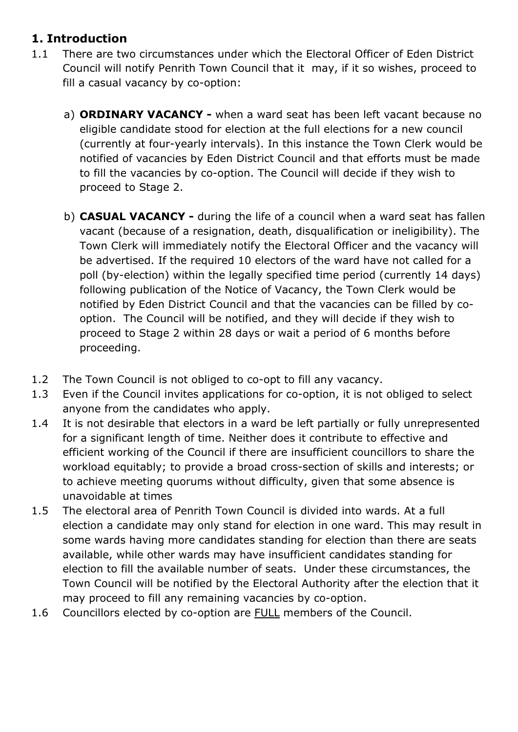## 1. Introduction

1.1 There are two circumstances under which the Electoral Officer of Eden District Council will notify Penrith Town Council that it may, if it so wishes, proceed to fill a casual vacancy by co-option:

a) **ORDINARY VACANCY -** when a ward seat has been left vacant because no eligible candidate stood for election at the full elections for a new council (currently at four-yearly intervals). In this instance the Town Clerk would be notified of vacancies by Eden District Council and that efforts must be made to fill the vacancies by co-option. The Council will decide if they wish to proceed to Stage 2.

b) **CASUAL VACANCY -** during the life of a council when a ward seat has fallen vacant (because of a resignation, death, disqualification or ineligibility). The Town Clerk will immediately notify the Electoral Officer and the vacancy will be advertised. If the required 10 electors of the ward have not called for a poll (by-election) within the legally specified time period (currently 14 days) following publication of the Notice of Vacancy, the Town Clerk would be notified by Eden District Council and that the vacancies can be filled by co-option. The Council will be notified, and they will decide if they wish to proceed to Stage 2 within 28 days or wait a period of 6 months before proceeding.

1.2 The Town Council is not obliged to co-opt to fill any vacancy.

1.3 Even if the Council invites applications for co-option, it is not obliged to select anyone from the candidates who apply.

1.4 It is not desirable that electors in a ward be left partially or fully unrepresented for a significant length of time. Neither does it contribute to effective and efficient working of the Council if there are insufficient councillors to share the workload equitably; to provide a broad cross-section of skills and interests; or to achieve meeting quorums without difficulty, given that some absence is unavoidable at times

1.5 The electoral area of Penrith Town Council is divided into wards. At a full election a candidate may only stand for election in one ward. This may result in some wards having more candidates standing for election than there are seats available, while other wards may have insufficient candidates standing for election to fill the available number of seats. Under these circumstances, the Town Council will be notified by the Electoral Authority after the election that it may proceed to fill any remaining vacancies by co-option.

1.6 Councillors elected by co-option are <u>FULL</u> members of the Council.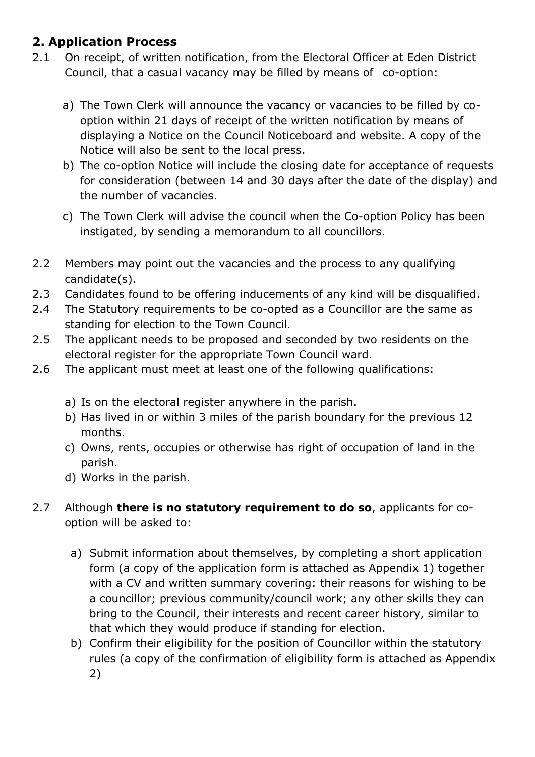## 2. Application Process

2.1 On receipt, of written notification, from the Electoral Officer at Eden District Council, that a casual vacancy may be filled by means of co-option:

a) The Town Clerk will announce the vacancy or vacancies to be filled by co-option within 21 days of receipt of the written notification by means of displaying a Notice on the Council Noticeboard and website. A copy of the Notice will also be sent to the local press.
b) The co-option Notice will include the closing date for acceptance of requests for consideration (between 14 and 30 days after the date of the display) and the number of vacancies.
c) The Town Clerk will advise the council when the Co-option Policy has been instigated, by sending a memorandum to all councillors.

2.2 Members may point out the vacancies and the process to any qualifying candidate(s).

2.3 Candidates found to be offering inducements of any kind will be disqualified.

2.4 The Statutory requirements to be co-opted as a Councillor are the same as standing for election to the Town Council.

2.5 The applicant needs to be proposed and seconded by two residents on the electoral register for the appropriate Town Council ward.

2.6 The applicant must meet at least one of the following qualifications:

a) Is on the electoral register anywhere in the parish.
b) Has lived in or within 3 miles of the parish boundary for the previous 12 months.
c) Owns, rents, occupies or otherwise has right of occupation of land in the parish.
d) Works in the parish.

2.7 Although **there is no statutory requirement to do so**, applicants for co-option will be asked to:

a) Submit information about themselves, by completing a short application form (a copy of the application form is attached as Appendix 1) together with a CV and written summary covering: their reasons for wishing to be a councillor; previous community/council work; any other skills they can bring to the Council, their interests and recent career history, similar to that which they would produce if standing for election.
b) Confirm their eligibility for the position of Councillor within the statutory rules (a copy of the confirmation of eligibility form is attached as Appendix 2)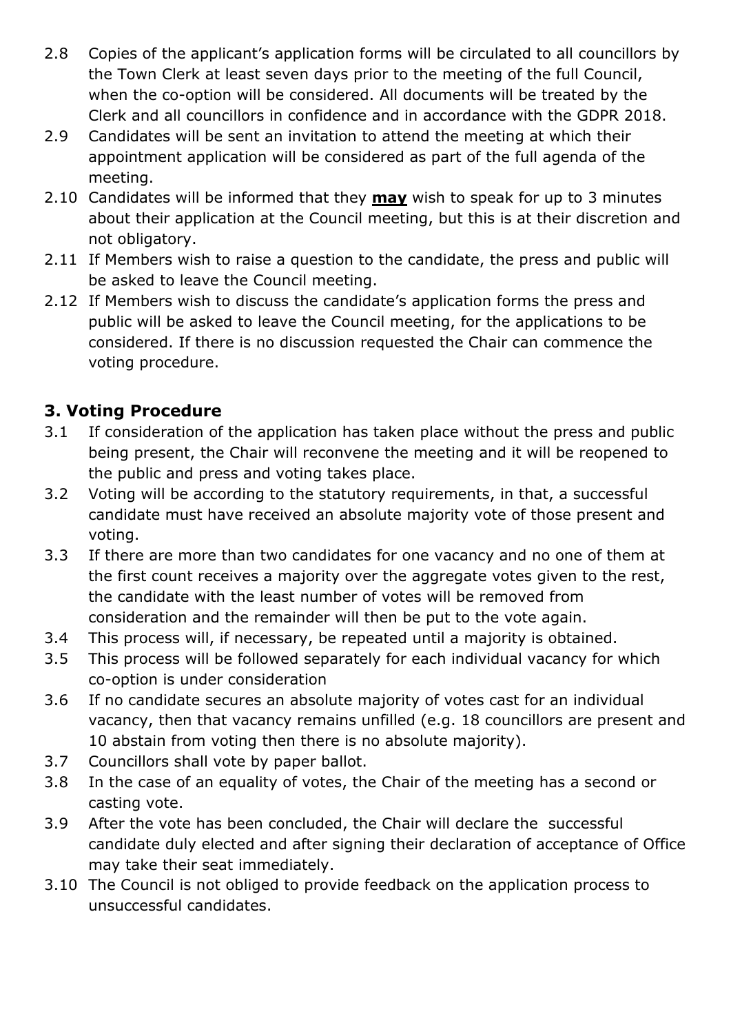2.8 Copies of the applicant's application forms will be circulated to all councillors by the Town Clerk at least seven days prior to the meeting of the full Council, when the co-option will be considered. All documents will be treated by the Clerk and all councillors in confidence and in accordance with the GDPR 2018.

2.9 Candidates will be sent an invitation to attend the meeting at which their appointment application will be considered as part of the full agenda of the meeting.

2.10 Candidates will be informed that they <u>**may**</u> wish to speak for up to 3 minutes about their application at the Council meeting, but this is at their discretion and not obligatory.

2.11 If Members wish to raise a question to the candidate, the press and public will be asked to leave the Council meeting.

2.12 If Members wish to discuss the candidate's application forms the press and public will be asked to leave the Council meeting, for the applications to be considered. If there is no discussion requested the Chair can commence the voting procedure.

## 3. Voting Procedure

3.1 If consideration of the application has taken place without the press and public being present, the Chair will reconvene the meeting and it will be reopened to the public and press and voting takes place.

3.2 Voting will be according to the statutory requirements, in that, a successful candidate must have received an absolute majority vote of those present and voting.

3.3 If there are more than two candidates for one vacancy and no one of them at the first count receives a majority over the aggregate votes given to the rest, the candidate with the least number of votes will be removed from consideration and the remainder will then be put to the vote again.

3.4 This process will, if necessary, be repeated until a majority is obtained.

3.5 This process will be followed separately for each individual vacancy for which co-option is under consideration

3.6 If no candidate secures an absolute majority of votes cast for an individual vacancy, then that vacancy remains unfilled (e.g. 18 councillors are present and 10 abstain from voting then there is no absolute majority).

3.7 Councillors shall vote by paper ballot.

3.8 In the case of an equality of votes, the Chair of the meeting has a second or casting vote.

3.9 After the vote has been concluded, the Chair will declare the successful candidate duly elected and after signing their declaration of acceptance of Office may take their seat immediately.

3.10 The Council is not obliged to provide feedback on the application process to unsuccessful candidates.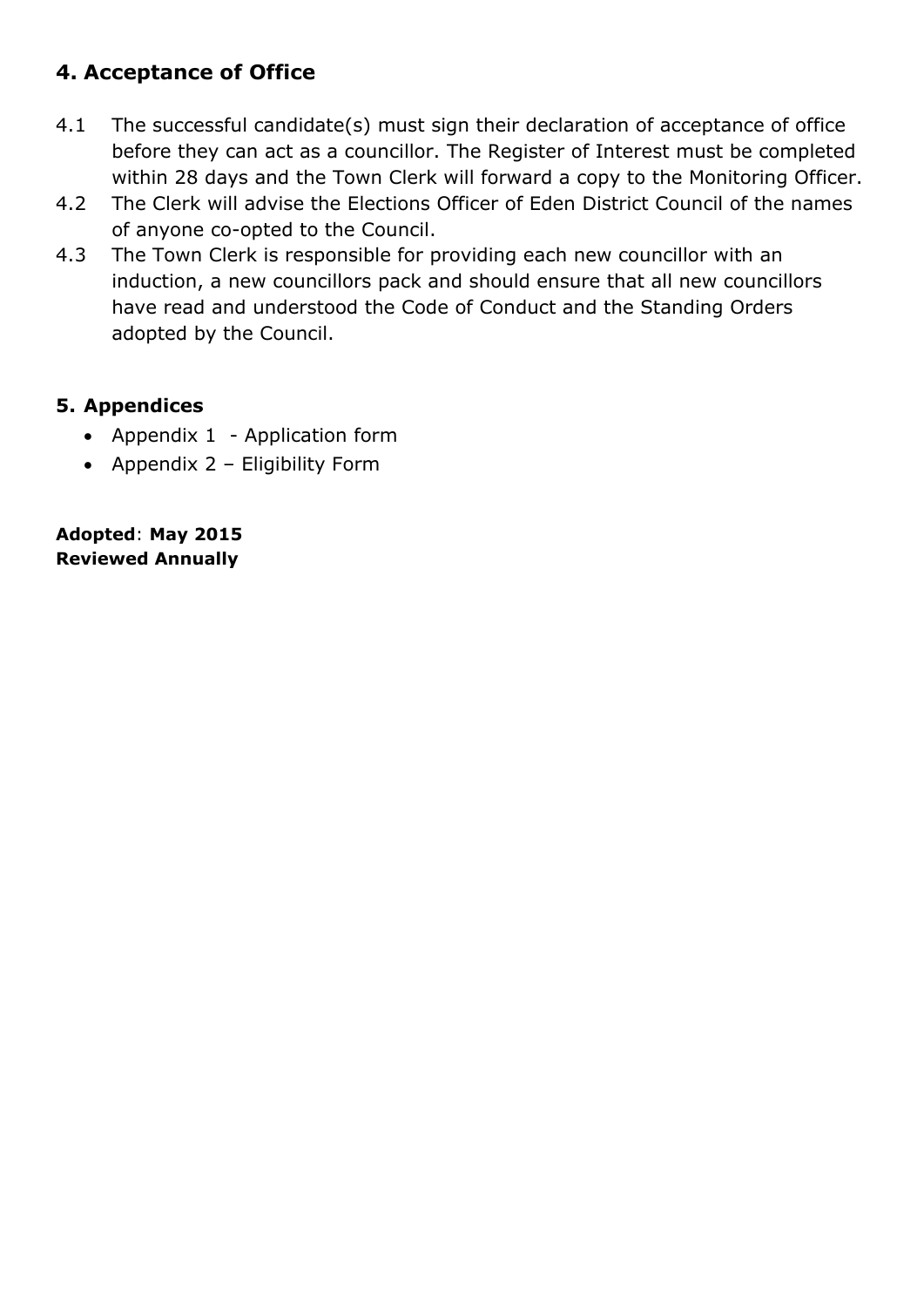## 4. Acceptance of Office

4.1 The successful candidate(s) must sign their declaration of acceptance of office before they can act as a councillor. The Register of Interest must be completed within 28 days and the Town Clerk will forward a copy to the Monitoring Officer.

4.2 The Clerk will advise the Elections Officer of Eden District Council of the names of anyone co-opted to the Council.

4.3 The Town Clerk is responsible for providing each new councillor with an induction, a new councillors pack and should ensure that all new councillors have read and understood the Code of Conduct and the Standing Orders adopted by the Council.

## 5. Appendices

- Appendix 1 - Application form
- Appendix 2 – Eligibility Form

**Adopted**: **May 2015**
**Reviewed Annually**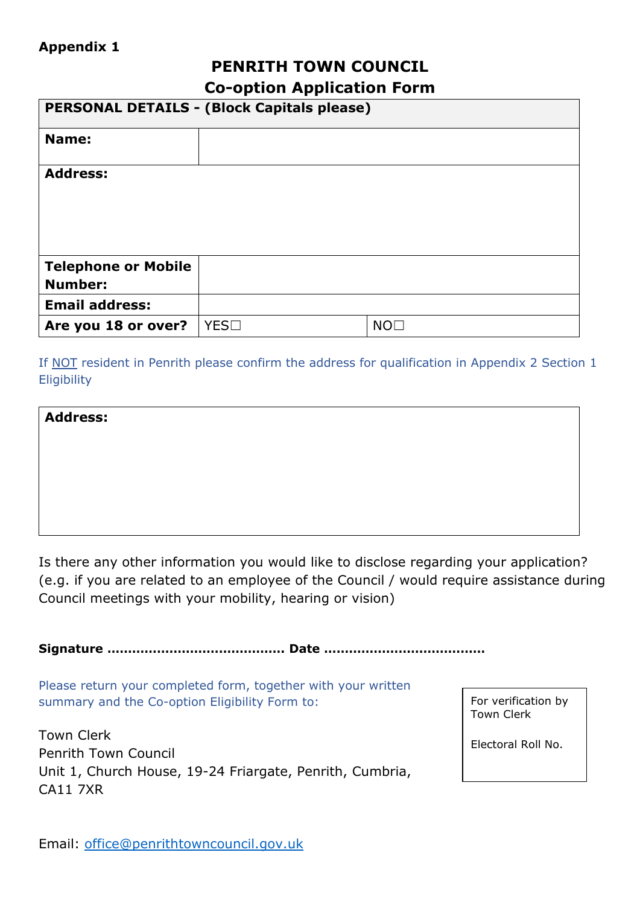**Appendix 1**

# PENRITH TOWN COUNCIL

## Co-option Application Form

| **PERSONAL DETAILS - (Block Capitals please)** | | |
|---|---|---|
| **Name:** | | |
| **Address:** | | |
| **Telephone or Mobile Number:** | | |
| **Email address:** | | |
| **Are you 18 or over?** | YES☐ | NO☐ |

If NOT resident in Penrith please confirm the address for qualification in Appendix 2 Section 1 Eligibility

| **Address:** |
|---|
| |

Is there any other information you would like to disclose regarding your application? (e.g. if you are related to an employee of the Council / would require assistance during Council meetings with your mobility, hearing or vision)

**Signature ......................................... Date ......................................**

Please return your completed form, together with your written summary and the Co-option Eligibility Form to:

Town Clerk
Penrith Town Council
Unit 1, Church House, 19-24 Friargate, Penrith, Cumbria, CA11 7XR

| For verification by Town Clerk |
|---|
| Electoral Roll No. |

Email: office@penrithtowncouncil.gov.uk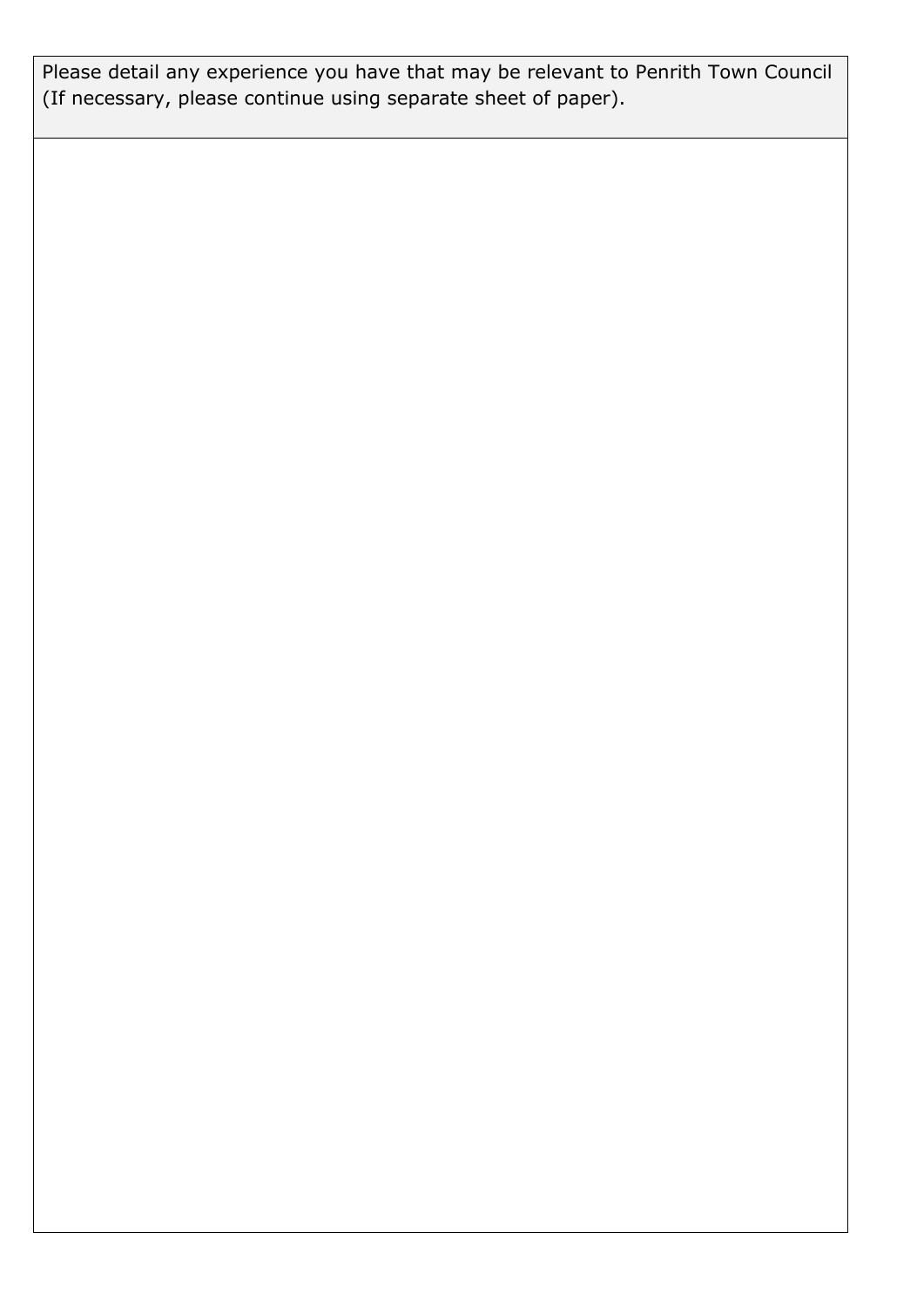| Please detail any experience you have that may be relevant to Penrith Town Council (If necessary, please continue using separate sheet of paper). |
| --- |
| |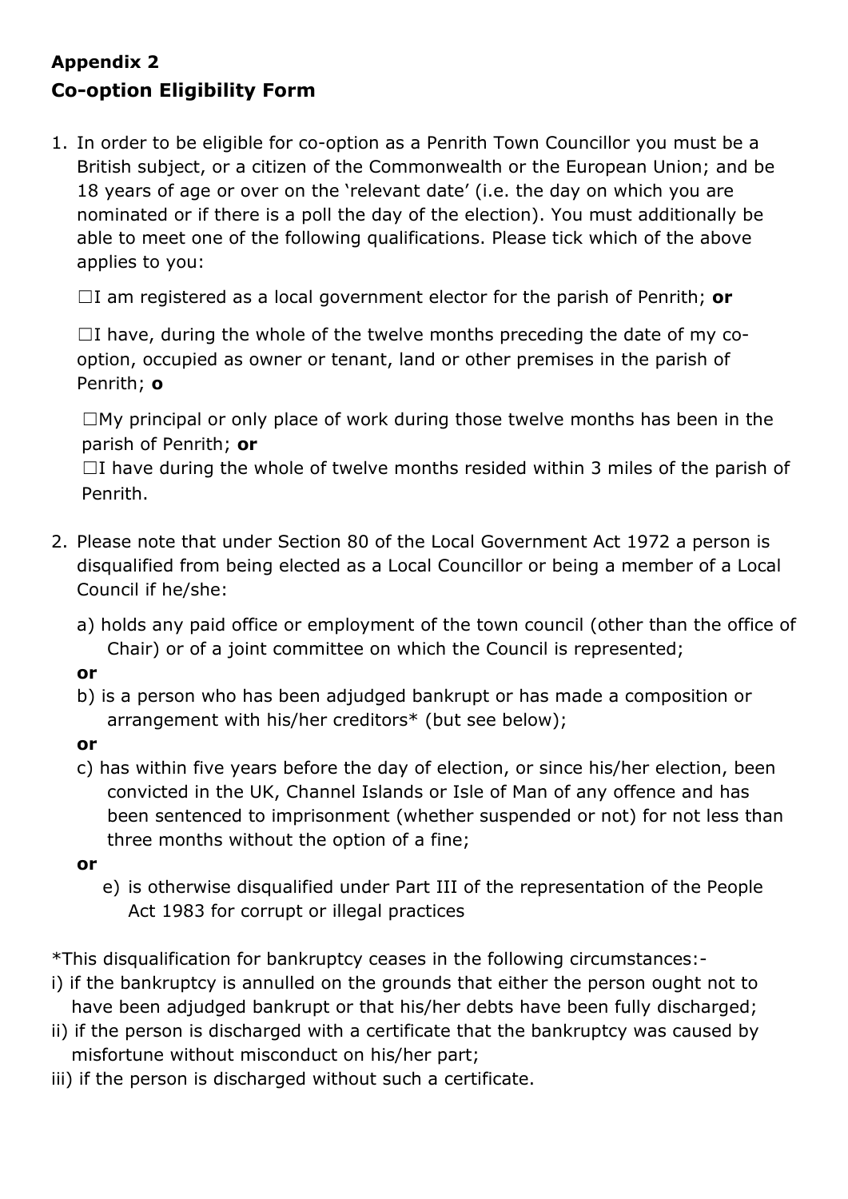## Appendix 2

## Co-option Eligibility Form

1. In order to be eligible for co-option as a Penrith Town Councillor you must be a British subject, or a citizen of the Commonwealth or the European Union; and be 18 years of age or over on the 'relevant date' (i.e. the day on which you are nominated or if there is a poll the day of the election). You must additionally be able to meet one of the following qualifications. Please tick which of the above applies to you:

   ☐I am registered as a local government elector for the parish of Penrith; **or**

   ☐I have, during the whole of the twelve months preceding the date of my co-option, occupied as owner or tenant, land or other premises in the parish of Penrith; **o**

   ☐My principal or only place of work during those twelve months has been in the parish of Penrith; **or**

   ☐I have during the whole of twelve months resided within 3 miles of the parish of Penrith.

2. Please note that under Section 80 of the Local Government Act 1972 a person is disqualified from being elected as a Local Councillor or being a member of a Local Council if he/she:

   a) holds any paid office or employment of the town council (other than the office of Chair) or of a joint committee on which the Council is represented;

   **or**

   b) is a person who has been adjudged bankrupt or has made a composition or arrangement with his/her creditors* (but see below);

   **or**

   c) has within five years before the day of election, or since his/her election, been convicted in the UK, Channel Islands or Isle of Man of any offence and has been sentenced to imprisonment (whether suspended or not) for not less than three months without the option of a fine;

   **or**

   e) is otherwise disqualified under Part III of the representation of the People Act 1983 for corrupt or illegal practices

*This disqualification for bankruptcy ceases in the following circumstances:-

i) if the bankruptcy is annulled on the grounds that either the person ought not to have been adjudged bankrupt or that his/her debts have been fully discharged;

ii) if the person is discharged with a certificate that the bankruptcy was caused by misfortune without misconduct on his/her part;

iii) if the person is discharged without such a certificate.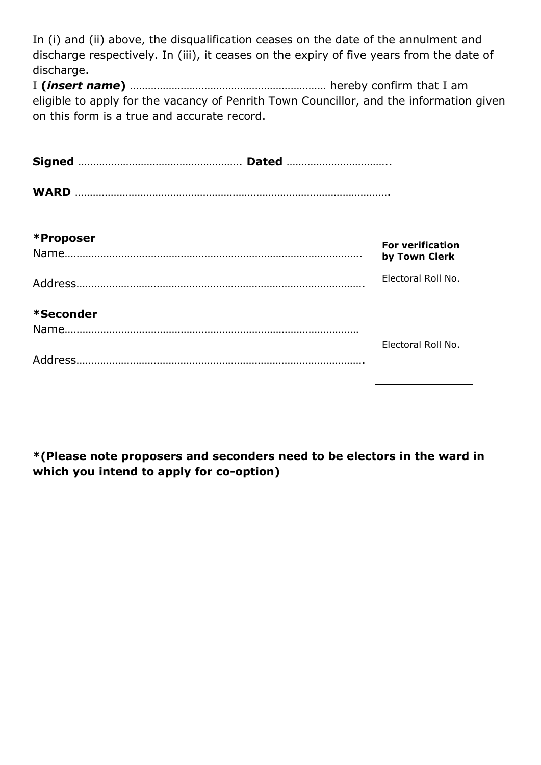In (i) and (ii) above, the disqualification ceases on the date of the annulment and discharge respectively. In (iii), it ceases on the expiry of five years from the date of discharge.

I **(*insert name*)** ………………………………………………………… hereby confirm that I am eligible to apply for the vacancy of Penrith Town Councillor, and the information given on this form is a true and accurate record.

**Signed** ………………………………………………. **Dated** ……………………………..

**WARD** …………………………………………………………………………………….

**\*Proposer**

Name……………………………………………………………………………….

Address…………………………………………………………………………….

**\*Seconder**

Name………………………………………………………………………………

Address…………………………………………………………………………….

| **For verification by Town Clerk** |
|---|
| Electoral Roll No. |
| Electoral Roll No. |

**\*(Please note proposers and seconders need to be electors in the ward in which you intend to apply for co-option)**